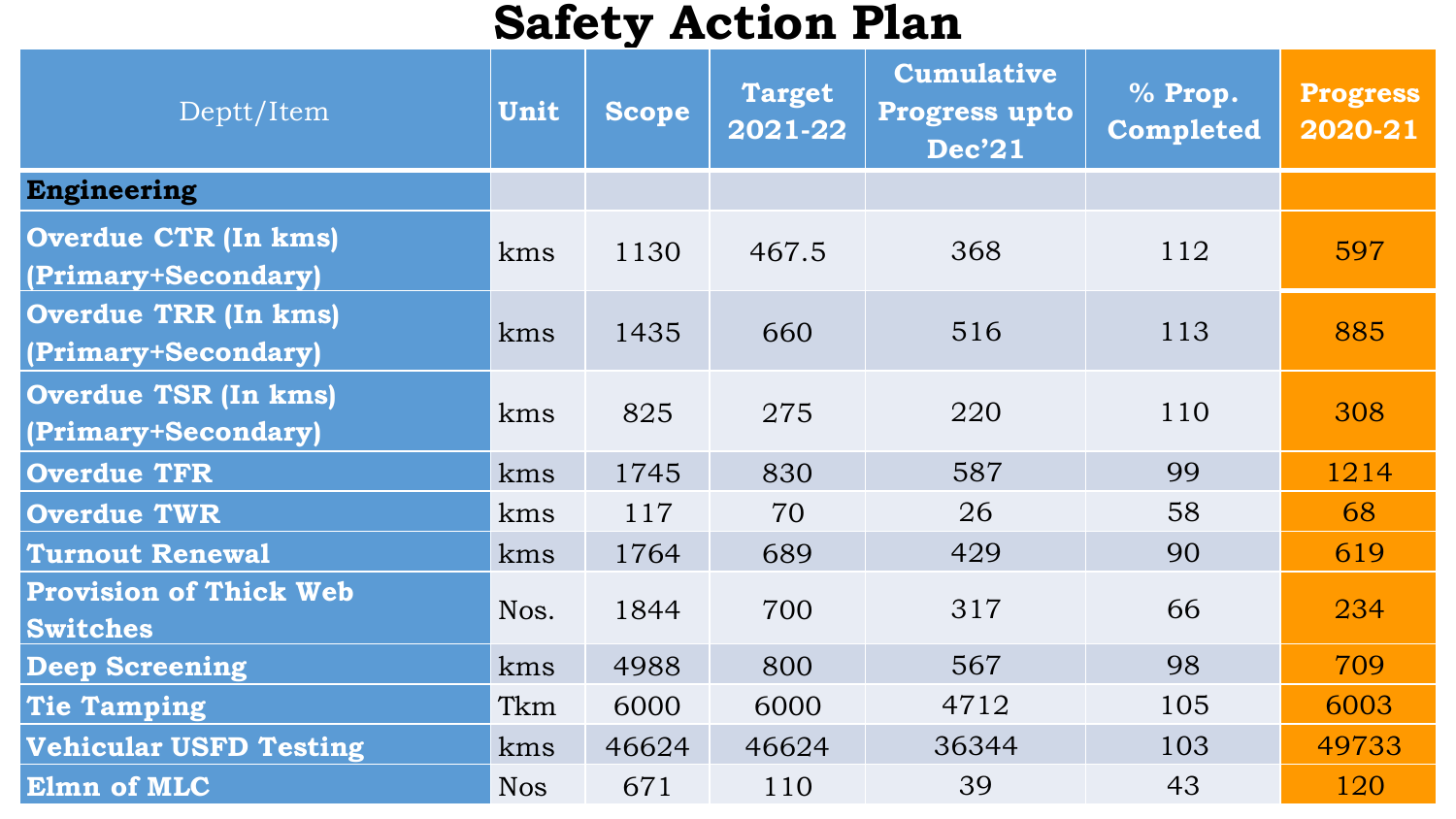# Safety Action Plan

| Deptt/Item | Unit | Scope | Target 2021-22 | Cumulative Progress upto Dec'21 | % Prop. Completed | Progress 2020-21 |
|---|---|---|---|---|---|---|
| **Engineering** | | | | | | |
| **Overdue CTR (In kms) (Primary+Secondary)** | kms | 1130 | 467.5 | 368 | 112 | 597 |
| **Overdue TRR (In kms) (Primary+Secondary)** | kms | 1435 | 660 | 516 | 113 | 885 |
| **Overdue TSR (In kms) (Primary+Secondary)** | kms | 825 | 275 | 220 | 110 | 308 |
| **Overdue TFR** | kms | 1745 | 830 | 587 | 99 | 1214 |
| **Overdue TWR** | kms | 117 | 70 | 26 | 58 | 68 |
| **Turnout Renewal** | kms | 1764 | 689 | 429 | 90 | 619 |
| **Provision of Thick Web Switches** | Nos. | 1844 | 700 | 317 | 66 | 234 |
| **Deep Screening** | kms | 4988 | 800 | 567 | 98 | 709 |
| **Tie Tamping** | Tkm | 6000 | 6000 | 4712 | 105 | 6003 |
| **Vehicular USFD Testing** | kms | 46624 | 46624 | 36344 | 103 | 49733 |
| **Elmn of MLC** | Nos | 671 | 110 | 39 | 43 | 120 |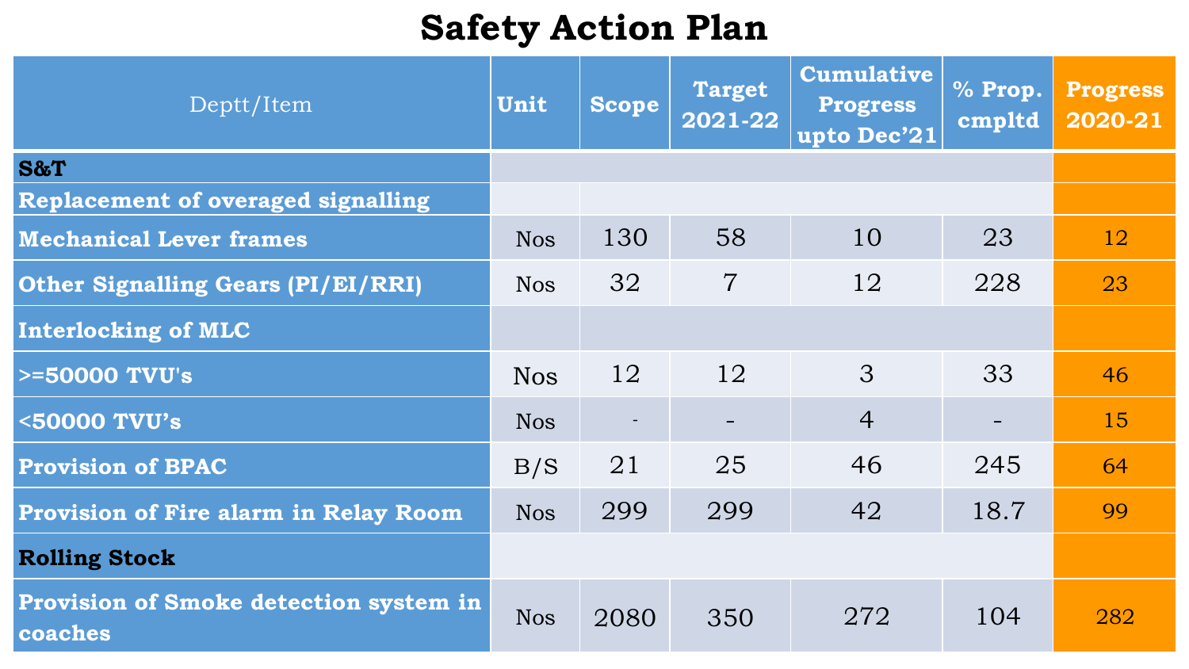# Safety Action Plan

| Deptt/Item | Unit | Scope | Target 2021-22 | Cumulative Progress upto Dec'21 | % Prop. cmpltd | Progress 2020-21 |
|---|---|---|---|---|---|---|
| **S&T** | | | | | | |
| **Replacement of overaged signalling** | | | | | | |
| **Mechanical Lever frames** | Nos | 130 | 58 | 10 | 23 | 12 |
| **Other Signalling Gears (PI/EI/RRI)** | Nos | 32 | 7 | 12 | 228 | 23 |
| **Interlocking of MLC** | | | | | | |
| **>=50000 TVU's** | Nos | 12 | 12 | 3 | 33 | 46 |
| **<50000 TVU's** | Nos | - | - | 4 | - | 15 |
| **Provision of BPAC** | B/S | 21 | 25 | 46 | 245 | 64 |
| **Provision of Fire alarm in Relay Room** | Nos | 299 | 299 | 42 | 18.7 | 99 |
| **Rolling Stock** | | | | | | |
| **Provision of Smoke detection system in coaches** | Nos | 2080 | 350 | 272 | 104 | 282 |